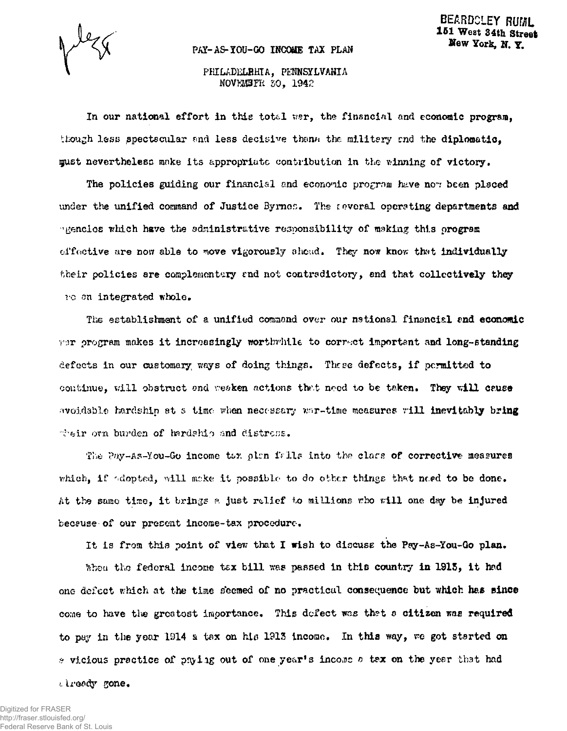BEARDSLEY RUML
151 West 34th Street
New York, N. Y.

# PAY-AS-YOU-GO INCOME TAX PLAN

PHILADELPHIA, PENNSYLVANIA
NOVEMBER 30, 1942

In our national effort in this total war, the financial and economic program, though less spectacular and less decisive than the military and the diplomatic, must nevertheless make its appropriate contribution in the winning of victory.

The policies guiding our financial and economic program have now been placed under the unified command of Justice Byrnes. The several operating departments and agencies which have the administrative responsibility of making this program effective are now able to move vigorously ahead. They now know that individually their policies are complementary and not contradictory, and that collectively they are an integrated whole.

The establishment of a unified command over our national financial and economic war program makes it increasingly worthwhile to correct important and long-standing defects in our customary ways of doing things. These defects, if permitted to continue, will obstruct and weaken actions that need to be taken. They will cause avoidable hardship at a time when necessary war-time measures will inevitably bring their own burden of hardship and distress.

The Pay-As-You-Go income tax plan falls into the class of corrective measures which, if adopted, will make it possible to do other things that need to be done. At the same time, it brings a just relief to millions who will one day be injured because of our present income-tax procedure.

It is from this point of view that I wish to discuss the Pay-As-You-Go plan.

When the federal income tax bill was passed in this country in 1913, it had one defect which at the time seemed of no practical consequence but which has since come to have the greatest importance. This defect was that a citizen was required to pay in the year 1914 a tax on his 1913 income. In this way, we got started on a vicious practice of paying out of one year's income a tax on the year that had already gone.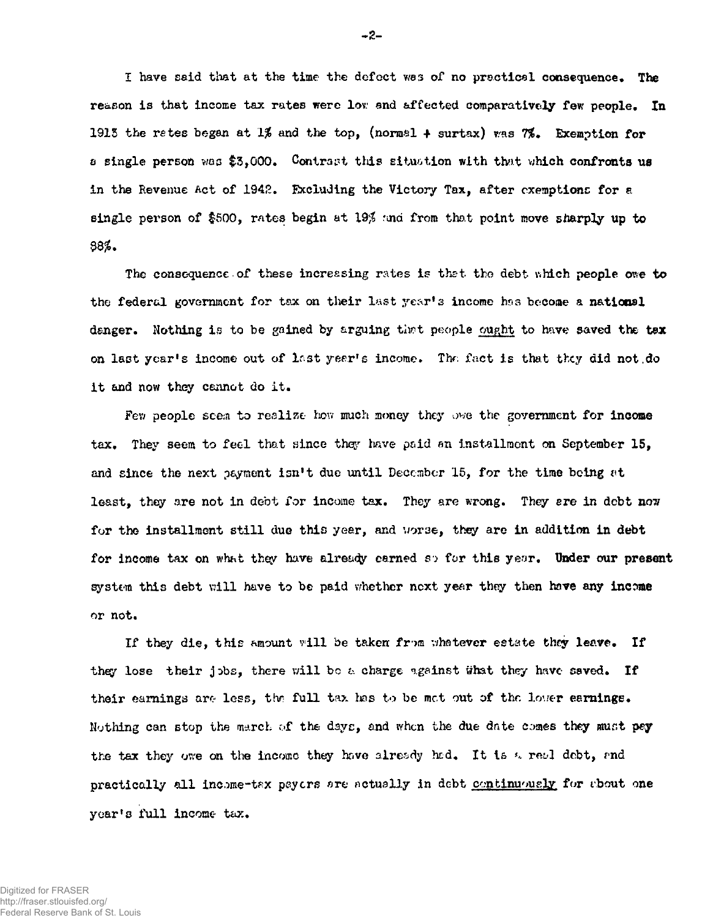I have said that at the time the defect was of no practical consequence. The reason is that income tax rates were low and affected comparatively few people. In 1913 the rates began at 1% and the top, (normal + surtax) was 7%. Exemption for a single person was $3,000. Contrast this situation with that which confronts us in the Revenue Act of 1942. Excluding the Victory Tax, after exemptions for a single person of $500, rates begin at 19% and from that point move sharply up to 98%.

The consequence of these increasing rates is that the debt which people owe to the federal government for tax on their last year's income has become a national danger. Nothing is to be gained by arguing that people _ought_ to have saved the tax on last year's income out of last year's income. The fact is that they did not do it and now they cannot do it.

Few people seem to realize how much money they owe the government for income tax. They seem to feel that since they have paid an installment on September 15, and since the next payment isn't due until December 15, for the time being at least, they are not in debt for income tax. They are wrong. They are in debt now for the installment still due this year, and worse, they are in addition in debt for income tax on what they have already earned so for this year. Under our present system this debt will have to be paid whether next year they then have any income or not.

If they die, this amount will be taken from whatever estate they leave. If they lose their jobs, there will be a charge against what they have saved. If their earnings are less, the full tax has to be met out of the lower earnings. Nothing can stop the march of the days, and when the due date comes they must pay the tax they owe on the income they have already had. It is a real debt, and practically all income-tax payers are actually in debt _continuously_ for about one year's full income tax.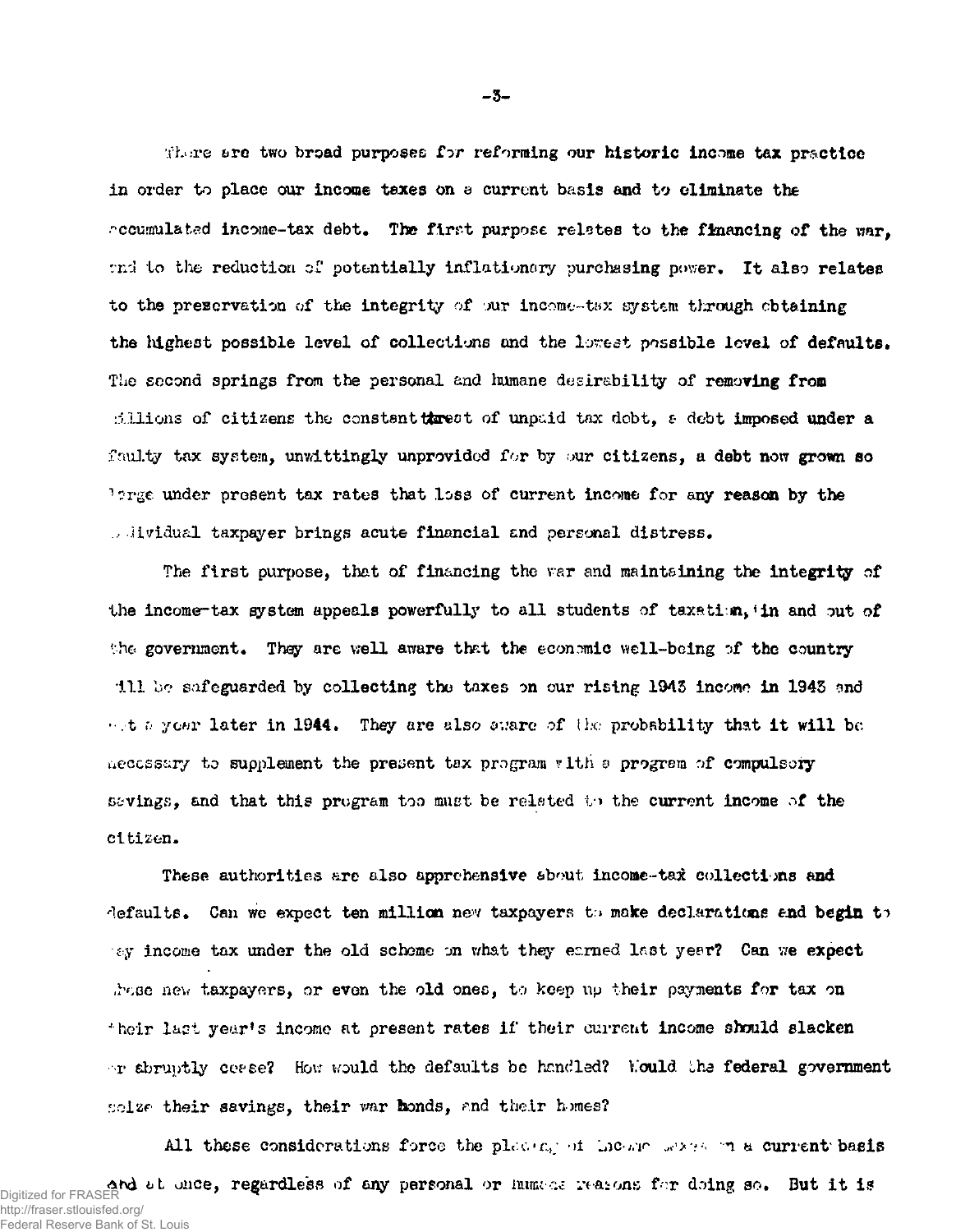There are two broad purposes for reforming our historic income tax practice in order to place our income taxes on a current basis and to eliminate the accumulated income-tax debt. The first purpose relates to the financing of the war, and to the reduction of potentially inflationary purchasing power. It also relates to the preservation of the integrity of our income-tax system through obtaining the highest possible level of collections and the lowest possible level of defaults. The second springs from the personal and humane desirability of removing from millions of citizens the constant threat of unpaid tax debt, a debt imposed under a faulty tax system, unwittingly unprovided for by our citizens, a debt now grown so large under present tax rates that loss of current income for any reason by the individual taxpayer brings acute financial and personal distress.

The first purpose, that of financing the war and maintaining the integrity of the income-tax system appeals powerfully to all students of taxation, in and out of the government. They are well aware that the economic well-being of the country will be safeguarded by collecting the taxes on our rising 1943 income in 1943 and not a year later in 1944. They are also aware of the probability that it will be necessary to supplement the present tax program with a program of compulsory savings, and that this program too must be related to the current income of the citizen.

These authorities are also apprehensive about income-tax collections and defaults. Can we expect ten million new taxpayers to make declarations and begin to pay income tax under the old scheme on what they earned last year? Can we expect these new taxpayers, or even the old ones, to keep up their payments for tax on their last year's income at present rates if their current income should slacken or abruptly cease? How would the defaults be handled? Would the federal government seize their savings, their war bonds, and their homes?

All these considerations force the placing of income taxes on a current basis and at once, regardless of any personal or humane reasons for doing so. But it is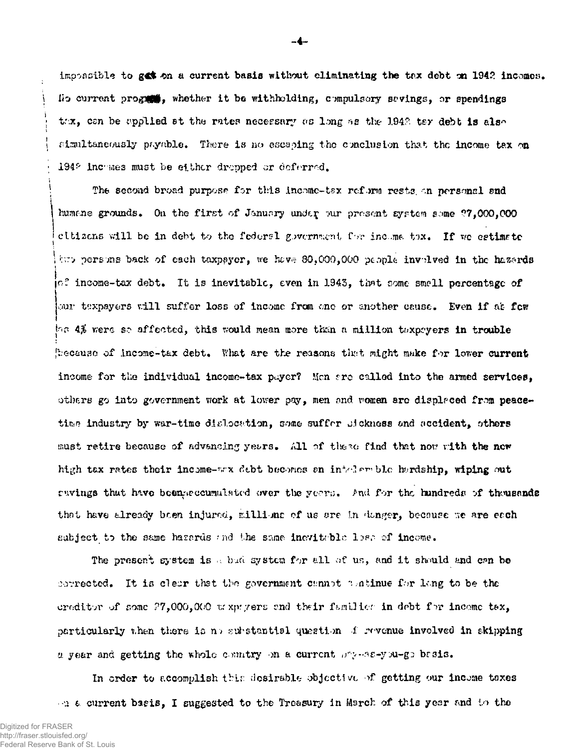impossible to get on a current basis without eliminating the tax debt on 1942 incomes. No current program, whether it be withholding, compulsory savings, or spendings tax, can be applied at the rates necessary as long as the 1942 tax debt is also simultaneously payable. There is no escaping the conclusion that the income tax on 1942 incomes must be either dropped or deferred.

The second broad purpose for this income-tax reform rests on personal and humane grounds. On the first of January under our present system some 27,000,000 citizens will be in debt to the federal government for income tax. If we estimate two persons back of each taxpayer, we have 80,000,000 people involved in the hazards of income-tax debt. It is inevitable, even in 1943, that some small percentage of our taxpayers will suffer loss of income from one or another cause. Even if as few as 4% were so affected, this would mean more than a million taxpayers in trouble because of income-tax debt. What are the reasons that might make for lower current income for the individual income-tax payer? Men are called into the armed services, others go into government work at lower pay, men and women are displaced from peace-time industry by war-time dislocation, some suffer sickness and accident, others must retire because of advancing years. All of these find that now with the new high tax rates their income-tax debt becomes an intolerable hardship, wiping out savings that have been accumulated over the years. And for the hundreds of thousands that have already been injured, millions of us are in danger, because we are each subject to the same hazards and the same inevitable loss of income.

The present system is a bad system for all of us, and it should and can be corrected. It is clear that the government cannot continue for long to be the creditor of some 27,000,000 taxpayers and their families in debt for income tax, particularly when there is no substantial question of revenue involved in skipping a year and getting the whole country on a current pay-as-you-go basis.

In order to accomplish this desirable objective of getting our income taxes on a current basis, I suggested to the Treasury in March of this year and to the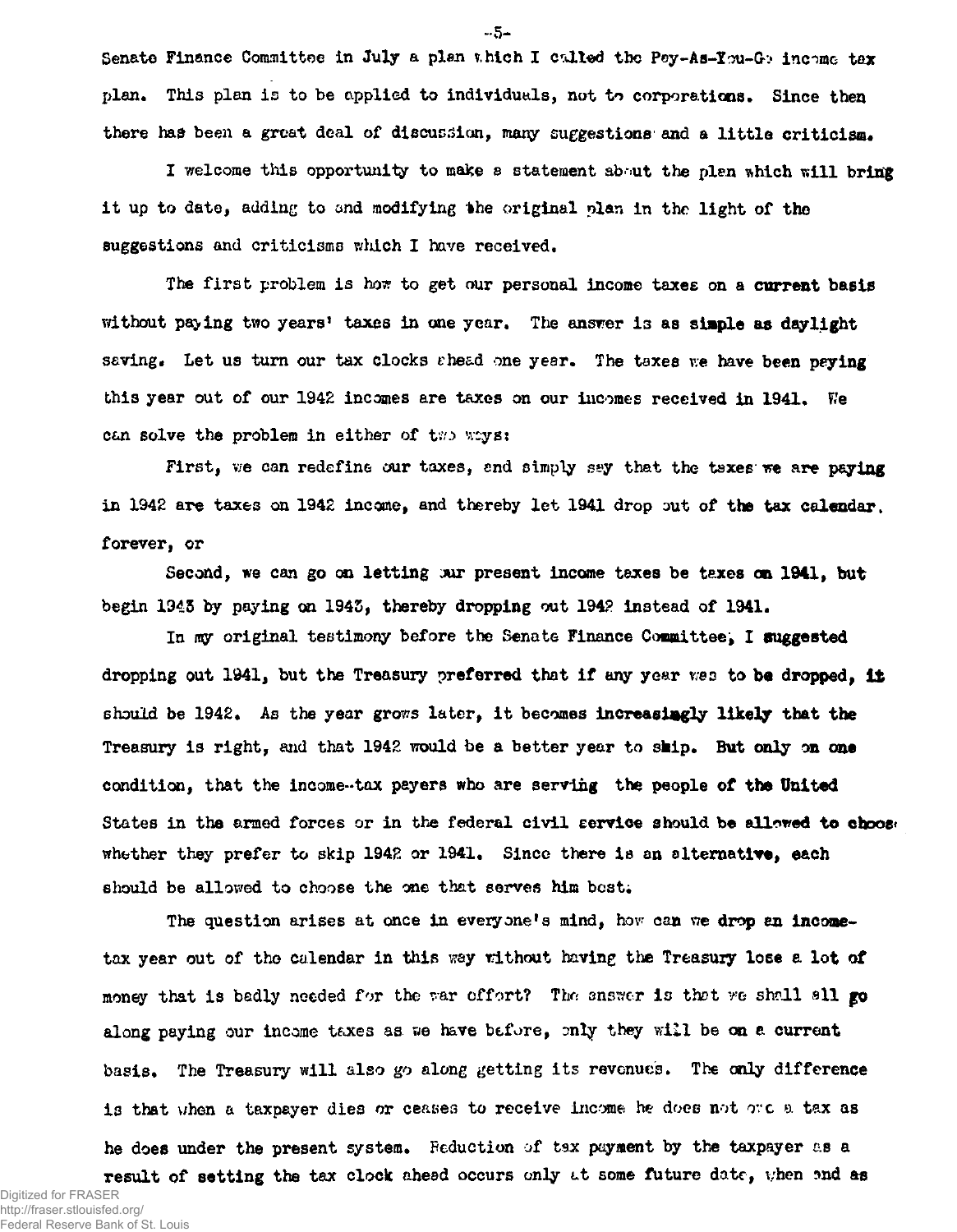Senate Finance Committee in July a plan which I called the Pay-As-You-Go income tax plan. This plan is to be applied to individuals, not to corporations. Since then there has been a great deal of discussion, many suggestions and a little criticism.

I welcome this opportunity to make a statement about the plan which will bring it up to date, adding to and modifying the original plan in the light of the suggestions and criticisms which I have received.

The first problem is how to get our personal income taxes on a current basis without paying two years' taxes in one year. The answer is as simple as daylight saving. Let us turn our tax clocks ahead one year. The taxes we have been paying this year out of our 1942 incomes are taxes on our incomes received in 1941. We can solve the problem in either of two ways:

First, we can redefine our taxes, and simply say that the taxes we are paying in 1942 are taxes on 1942 income, and thereby let 1941 drop out of the tax calendar forever, or

Second, we can go on letting our present income taxes be taxes on 1941, but begin 1943 by paying on 1943, thereby dropping out 1942 instead of 1941.

In my original testimony before the Senate Finance Committee, I suggested dropping out 1941, but the Treasury preferred that if any year was to be dropped, it should be 1942. As the year grows later, it becomes increasingly likely that the Treasury is right, and that 1942 would be a better year to skip. But only on one condition, that the income-tax payers who are serving the people of the United States in the armed forces or in the federal civil service should be allowed to choose whether they prefer to skip 1942 or 1941. Since there is an alternative, each should be allowed to choose the one that serves him best.

The question arises at once in everyone's mind, how can we drop an income-tax year out of the calendar in this way without having the Treasury lose a lot of money that is badly needed for the war effort? The answer is that we shall all go along paying our income taxes as we have before, only they will be on a current basis. The Treasury will also go along getting its revenues. The only difference is that when a taxpayer dies or ceases to receive income he does not owe a tax as he does under the present system. Reduction of tax payment by the taxpayer as a result of setting the tax clock ahead occurs only at some future date, when and as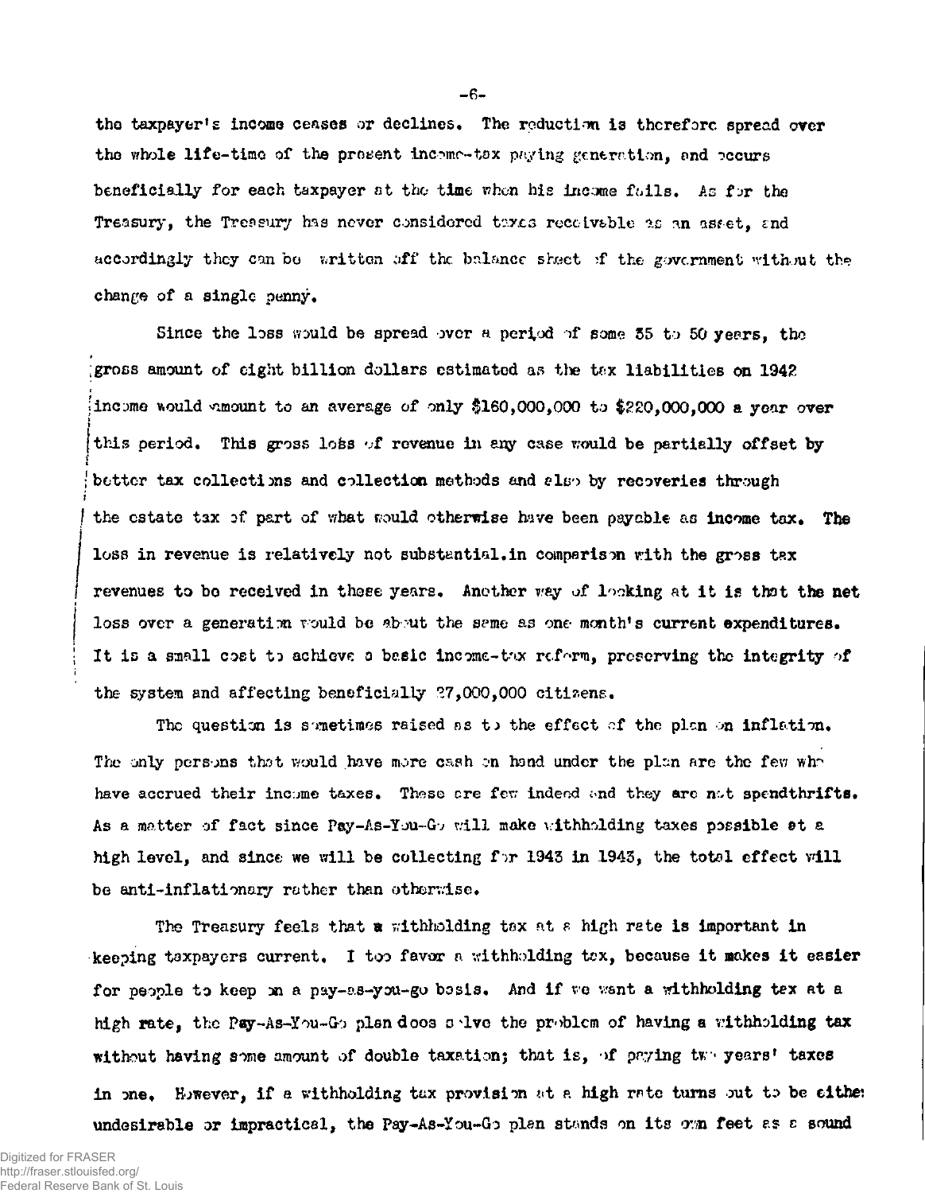the taxpayer's income ceases or declines. The reduction is therefore spread over the whole life-time of the present income-tax paying generation, and occurs beneficially for each taxpayer at the time when his income falls. As for the Treasury, the Treasury has never considered taxes receivable as an asset, and accordingly they can be written off the balance sheet of the government without the change of a single penny.

Since the loss would be spread over a period of some 35 to 50 years, the gross amount of eight billion dollars estimated as the tax liabilities on 1942 income would amount to an average of only $160,000,000 to $220,000,000 a year over this period. This gross loss of revenue in any case would be partially offset by better tax collections and collection methods and also by recoveries through the estate tax of part of what would otherwise have been payable as income tax. The loss in revenue is relatively not substantial.in comparison with the gross tax revenues to be received in these years. Another way of looking at it is that the net loss over a generation would be about the same as one month's current expenditures. It is a small cost to achieve a basic income-tax reform, preserving the integrity of the system and affecting beneficially 27,000,000 citizens.

The question is sometimes raised as to the effect of the plan on inflation. The only persons that would have more cash on hand under the plan are the few who have accrued their income taxes. These are few indeed and they are not spendthrifts. As a matter of fact since Pay-As-You-Go will make withholding taxes possible at a high level, and since we will be collecting for 1943 in 1943, the total effect will be anti-inflationary rather than otherwise.

The Treasury feels that a withholding tax at a high rate is important in keeping taxpayers current. I too favor a withholding tax, because it makes it easier for people to keep on a pay-as-you-go basis. And if we want a withholding tax at a high rate, the Pay-As-You-Go plan does solve the problem of having a withholding tax without having some amount of double taxation; that is, of paying two years' taxes in one. However, if a withholding tax provision at a high rate turns out to be either undesirable or impractical, the Pay-As-You-Go plan stands on its own feet as a sound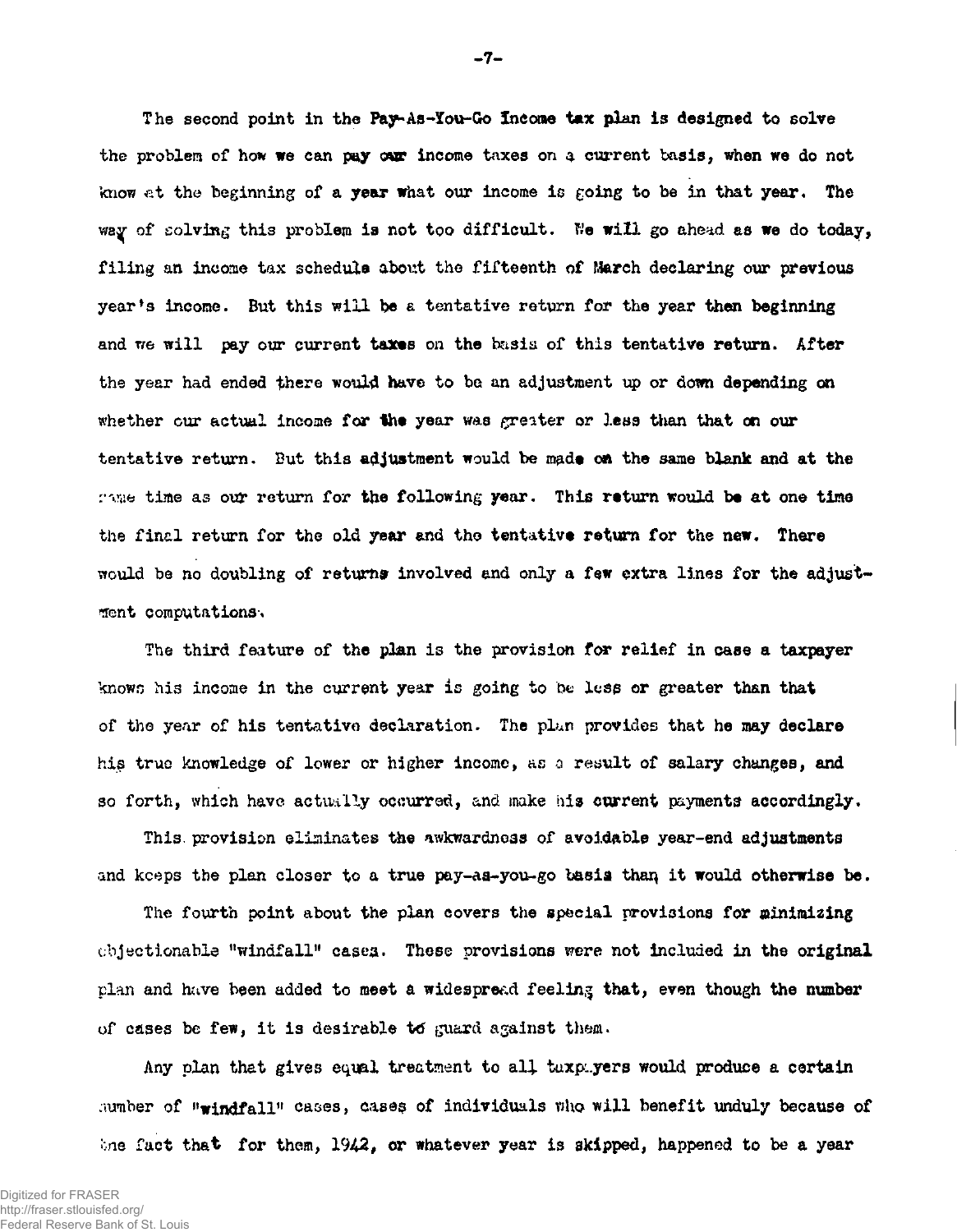The second point in the Pay-As-You-Go Income tax plan is designed to solve the problem of how we can pay our income taxes on a current basis, when we do not know at the beginning of a year what our income is going to be in that year. The way of solving this problem is not too difficult. We will go ahead as we do today, filing an income tax schedule about the fifteenth of March declaring our previous year's income. But this will be a tentative return for the year then beginning and we will pay our current taxes on the basis of this tentative return. After the year had ended there would have to be an adjustment up or down depending on whether our actual income for the year was greater or less than that on our tentative return. But this adjustment would be made on the same blank and at the same time as our return for the following year. This return would be at one time the final return for the old year and the tentative return for the new. There would be no doubling of returns involved and only a few extra lines for the adjustment computations.

The third feature of the plan is the provision for relief in case a taxpayer knows his income in the current year is going to be less or greater than that of the year of his tentative declaration. The plan provides that he may declare his true knowledge of lower or higher income, as a result of salary changes, and so forth, which have actually occurred, and make his current payments accordingly.

This provision eliminates the awkwardness of avoidable year-end adjustments and keeps the plan closer to a true pay-as-you-go basis than it would otherwise be.

The fourth point about the plan covers the special provisions for minimizing objectionable "windfall" cases. These provisions were not included in the original plan and have been added to meet a widespread feeling that, even though the number of cases be few, it is desirable to guard against them.

Any plan that gives equal treatment to all taxpayers would produce a certain number of "windfall" cases, cases of individuals who will benefit unduly because of the fact that for them, 1942, or whatever year is skipped, happened to be a year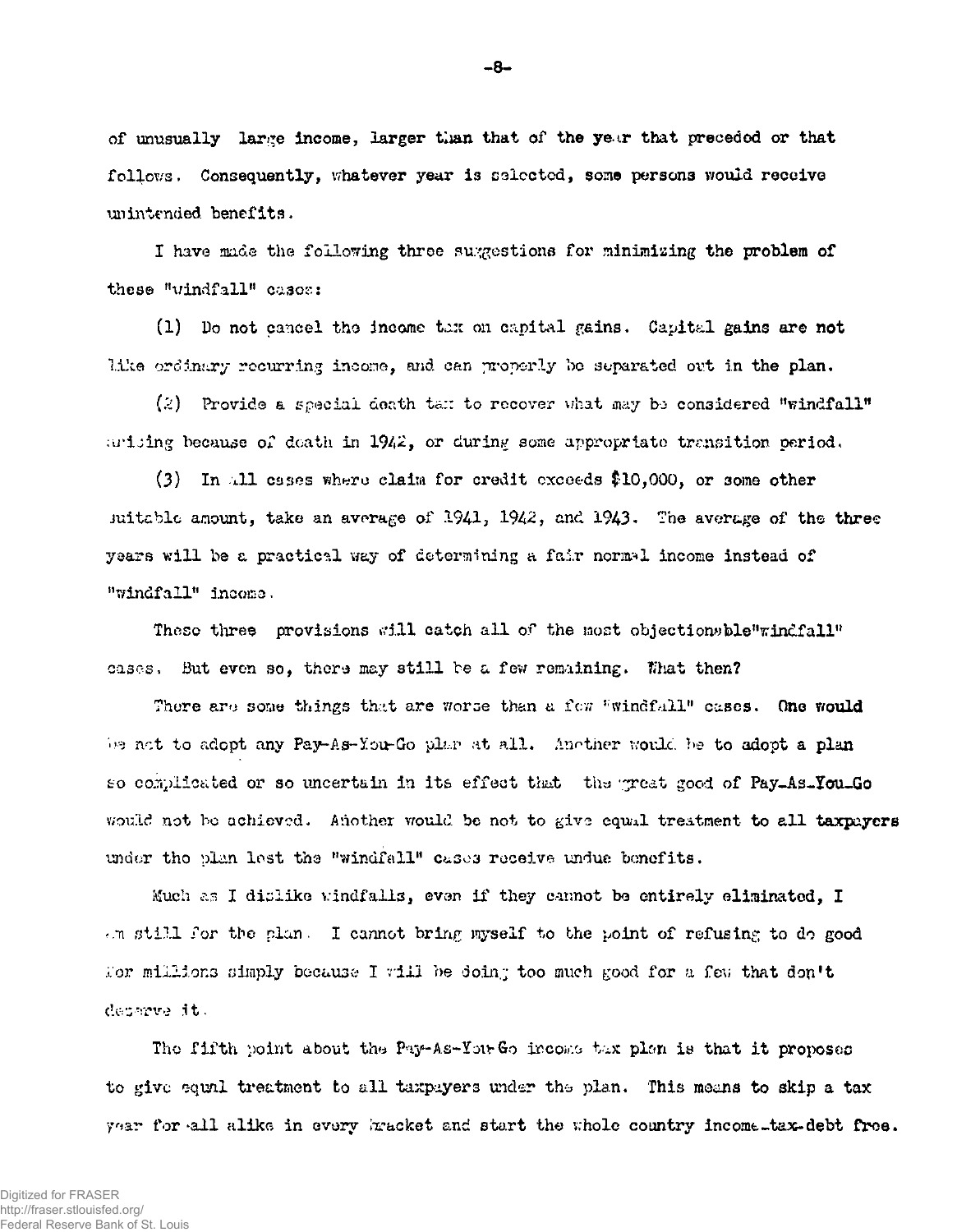of unusually large income, larger than that of the year that preceded or that follows. Consequently, whatever year is selected, some persons would receive unintended benefits.

I have made the following three suggestions for minimizing the problem of these "windfall" cases:

(1) Do not cancel the income tax on capital gains. Capital gains are not like ordinary recurring income, and can properly be separated out in the plan.

(2) Provide a special death tax to recover what may be considered "windfall" arising because of death in 1942, or during some appropriate transition period.

(3) In all cases where claim for credit exceeds $10,000, or some other suitable amount, take an average of 1941, 1942, and 1943. The average of the three years will be a practical way of determining a fair normal income instead of "windfall" income.

These three provisions will catch all of the most objectionable "windfall" cases. But even so, there may still be a few remaining. What then?

There are some things that are worse than a few "windfall" cases. One would be not to adopt any Pay-As-You-Go plan at all. Another would be to adopt a plan so complicated or so uncertain in its effect that the great good of Pay-As-You-Go would not be achieved. Another would be not to give equal treatment to all taxpayers under the plan lest the "windfall" cases receive undue benefits.

Much as I dislike windfalls, even if they cannot be entirely eliminated, I am still for the plan. I cannot bring myself to the point of refusing to do good for millions simply because I will be doing too much good for a few that don't deserve it.

The fifth point about the Pay-As-You-Go income tax plan is that it proposes to give equal treatment to all taxpayers under the plan. This means to skip a tax year for all alike in every bracket and start the whole country income-tax-debt free.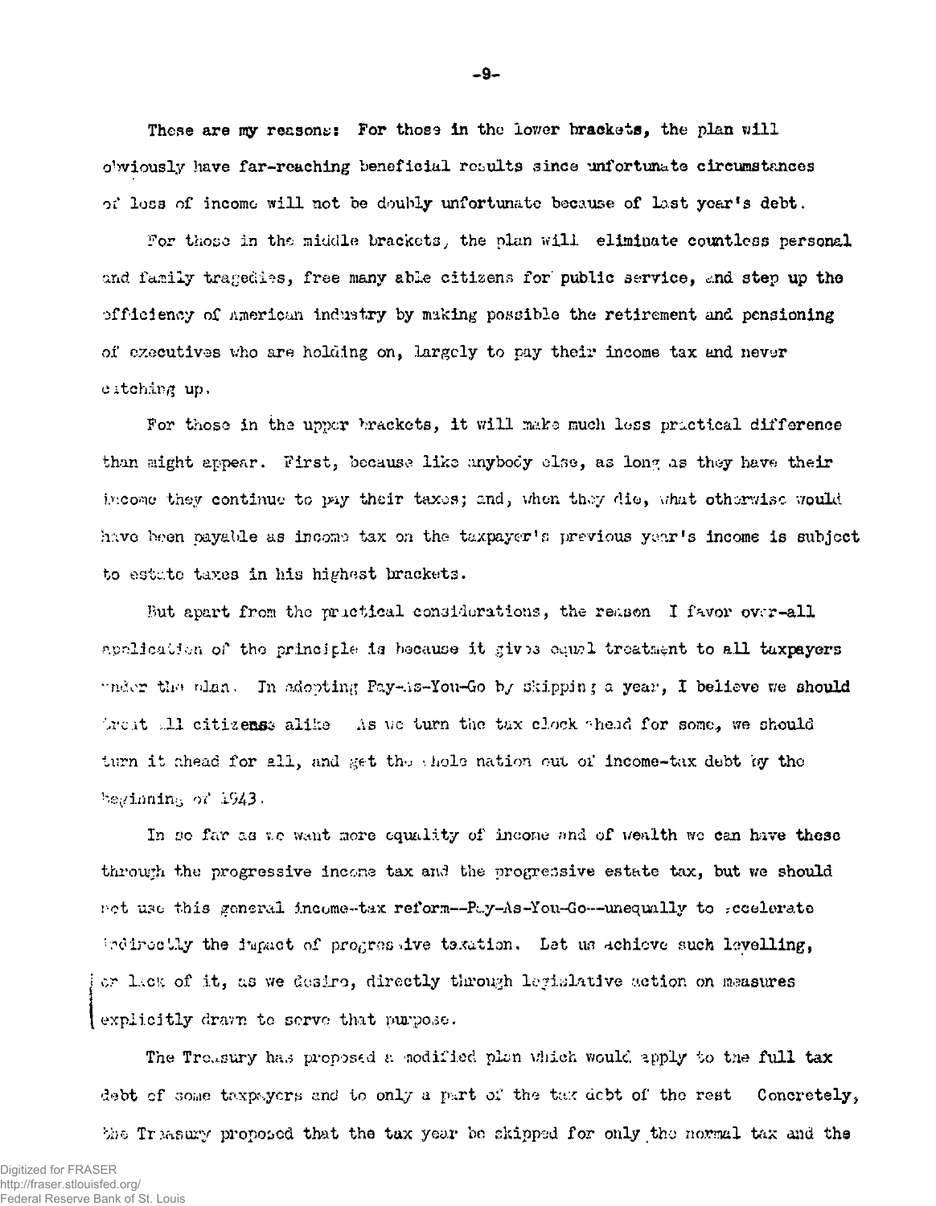These are my reasons: For those in the lower brackets, the plan will obviously have far-reaching beneficial results since unfortunate circumstances of loss of income will not be doubly unfortunate because of last year's debt.

For those in the middle brackets, the plan will eliminate countless personal and family tragedies, free many able citizens for public service, and step up the efficiency of American industry by making possible the retirement and pensioning of executives who are holding on, largely to pay their income tax and never catching up.

For those in the upper brackets, it will make much less practical difference than might appear. First, because like anybody else, as long as they have their income they continue to pay their taxes; and, when they die, what otherwise would have been payable as income tax on the taxpayer's previous year's income is subject to estate taxes in his highest brackets.

But apart from the practical considerations, the reason I favor over-all application of the principle is because it gives equal treatment to all taxpayers under the plan. In adopting Pay-As-You-Go by skipping a year, I believe we should treat all citizens alike As we turn the tax clock ahead for some, we should turn it ahead for all, and get the whole nation out of income-tax debt by the beginning of 1943.

In so far as we want more equality of income and of wealth we can have these through the progressive income tax and the progressive estate tax, but we should not use this general income-tax reform--Pay-As-You-Go--unequally to accelerate indirectly the impact of progressive taxation. Let us achieve such levelling, or lack of it, as we desire, directly through legislative action on measures explicitly drawn to serve that purpose.

The Treasury has proposed a modified plan which would apply to the full tax debt of some taxpayers and to only a part of the tax debt of the rest Concretely, the Treasury proposed that the tax year be skipped for only the normal tax and the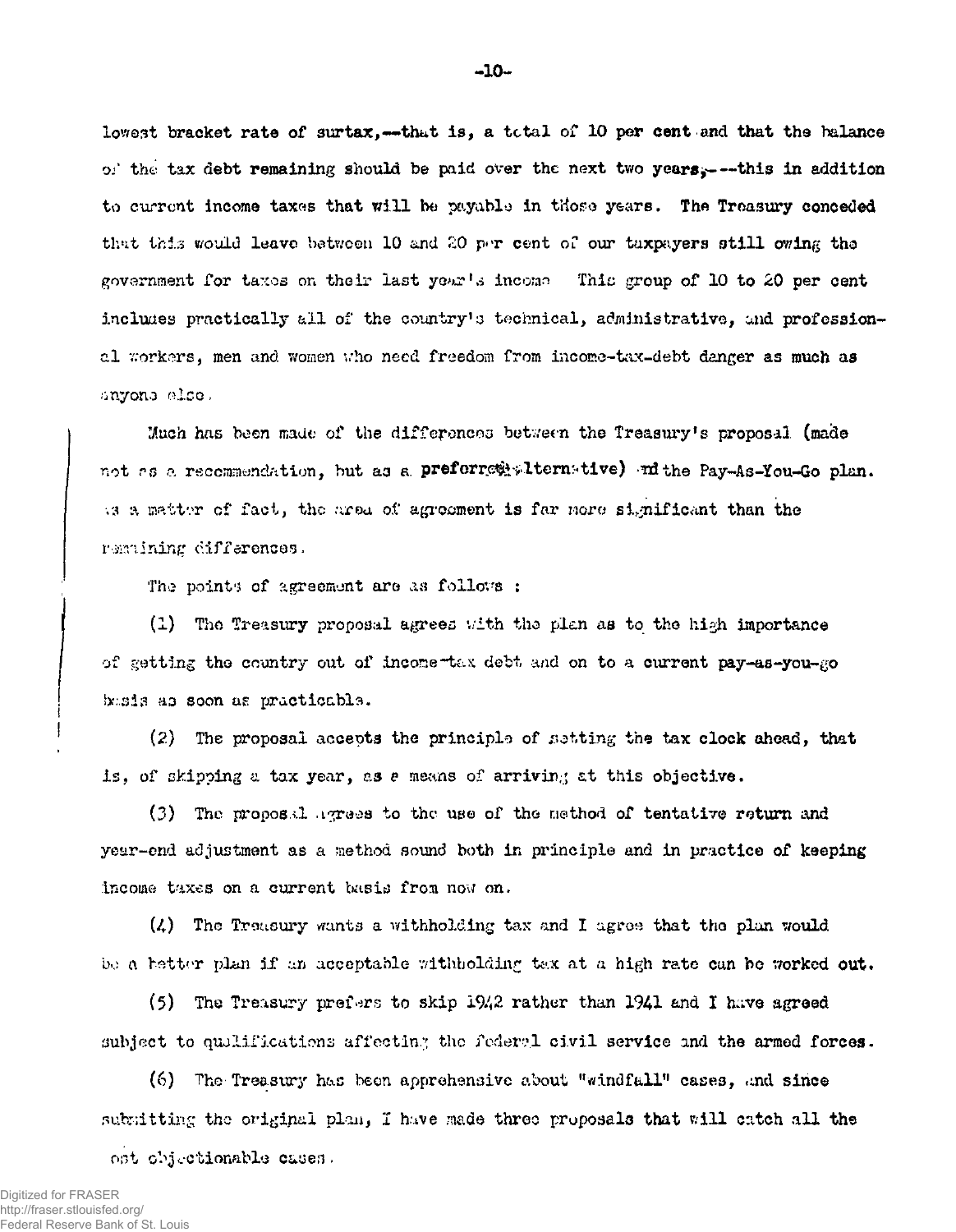lowest bracket rate of surtax,--that is, a total of 10 per cent and that the balance of the tax debt remaining should be paid over the next two years,---this in addition to current income taxes that will be payable in those years. The Treasury conceded that this would leave between 10 and 20 per cent of our taxpayers still owing the government for taxes on their last year's income. This group of 10 to 20 per cent includes practically all of the country's technical, administrative, and professional workers, men and women who need freedom from income-tax-debt danger as much as anyone else.

Much has been made of the differences between the Treasury's proposal (made not as a recommendation, but as a preferred alternative) and the Pay-As-You-Go plan. As a matter of fact, the area of agreement is far more significant than the remaining differences.

The points of agreement are as follows :

(1) The Treasury proposal agrees with the plan as to the high importance of getting the country out of income-tax debt and on to a current pay-as-you-go basis as soon as practicable.

(2) The proposal accepts the principle of setting the tax clock ahead, that is, of skipping a tax year, as a means of arriving at this objective.

(3) The proposal agrees to the use of the method of tentative return and year-end adjustment as a method sound both in principle and in practice of keeping income taxes on a current basis from now on.

(4) The Treasury wants a withholding tax and I agree that the plan would be a better plan if an acceptable withholding tax at a high rate can be worked out.

(5) The Treasury prefers to skip 1942 rather than 1941 and I have agreed subject to qualifications affecting the federal civil service and the armed forces.

(6) The Treasury has been apprehensive about "windfall" cases, and since submitting the original plan, I have made three proposals that will catch all the most objectionable cases.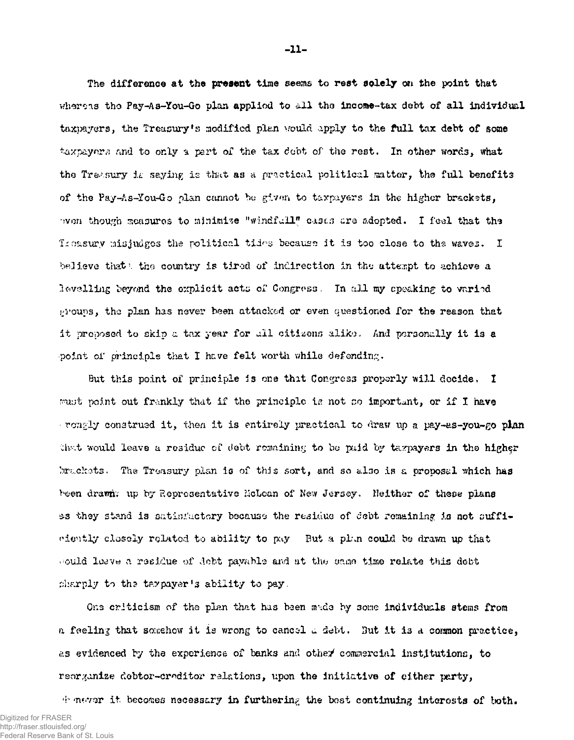The difference at the present time seems to rest solely on the point that whereas the Pay-As-You-Go plan applied to all the income-tax debt of all individual taxpayers, the Treasury's modified plan would apply to the full tax debt of some taxpayers and to only a part of the tax debt of the rest. In other words, what the Treasury is saying is that as a practical political matter, the full benefits of the Pay-As-You-Go plan cannot be given to taxpayers in the higher brackets, even though measures to minimize "windfall" cases are adopted. I feel that the Treasury misjudges the political tides because it is too close to the waves. I believe that the country is tired of indirection in the attempt to achieve a levelling beyond the explicit acts of Congress. In all my speaking to varied groups, the plan has never been attacked or even questioned for the reason that it proposed to skip a tax year for all citizens alike. And personally it is a point of principle that I have felt worth while defending.

But this point of principle is one that Congress properly will decide. I must point out frankly that if the principle is not so important, or if I have wrongly construed it, then it is entirely practical to draw up a pay-as-you-go plan that would leave a residue of debt remaining to be paid by taxpayers in the higher brackets. The Treasury plan is of this sort, and so also is a proposal which has been drawn up by Representative McLean of New Jersey. Neither of these plans as they stand is satisfactory because the residue of debt remaining is not sufficiently closely related to ability to pay. But a plan could be drawn up that would leave a residue of debt payable and at the same time relate this debt sharply to the taxpayer's ability to pay.

One criticism of the plan that has been made by some individuals stems from a feeling that somehow it is wrong to cancel a debt. But it is a common practice, as evidenced by the experience of banks and other commercial institutions, to reorganize debtor-creditor relations, upon the initiative of either party, whenever it becomes necessary in furthering the best continuing interests of both.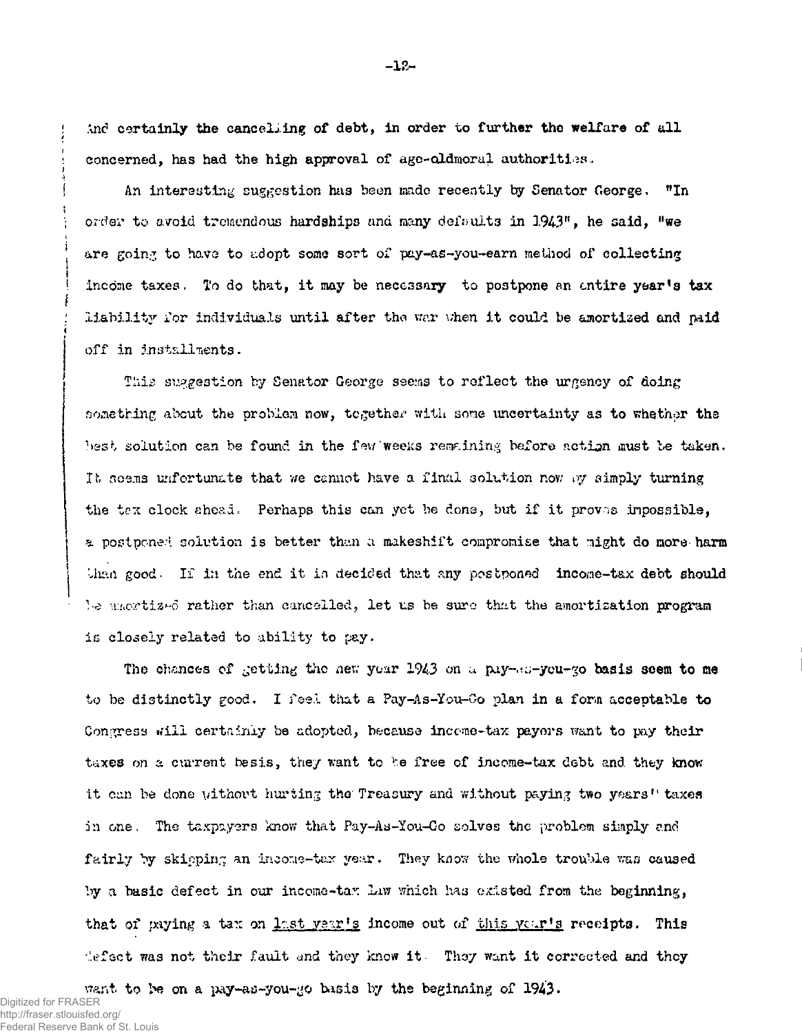And certainly the cancelling of debt, in order to further the welfare of all concerned, has had the high approval of age-old moral authorities.

An interesting suggestion has been made recently by Senator George. "In order to avoid tremendous hardships and many defaults in 1943", he said, "we are going to have to adopt some sort of pay-as-you-earn method of collecting income taxes. To do that, it may be necessary to postpone an entire year's tax liability for individuals until after the war when it could be amortized and paid off in installments.

This suggestion by Senator George seems to reflect the urgency of doing something about the problem now, together with some uncertainty as to whether the best solution can be found in the few weeks remaining before action must be taken. It seems unfortunate that we cannot have a final solution now by simply turning the tax clock ahead. Perhaps this can yet be done, but if it proves impossible, a postponed solution is better than a makeshift compromise that might do more harm than good. If in the end it is decided that any postponed income-tax debt should be amortized rather than cancelled, let us be sure that the amortization program is closely related to ability to pay.

The chances of getting the new year 1943 on a pay-as-you-go basis seem to me to be distinctly good. I feel that a Pay-As-You-Go plan in a form acceptable to Congress will certainly be adopted, because income-tax payors want to pay their taxes on a current basis, they want to be free of income-tax debt and they know it can be done without hurting the Treasury and without paying two years' taxes in one. The taxpayers know that Pay-As-You-Go solves the problem simply and fairly by skipping an income-tax year. They know the whole trouble was caused by a basic defect in our income-tax law which has existed from the beginning, that of paying a tax on last year's income out of this year's receipts. This defect was not their fault and they know it. They want it corrected and they want to be on a pay-as-you-go basis by the beginning of 1943.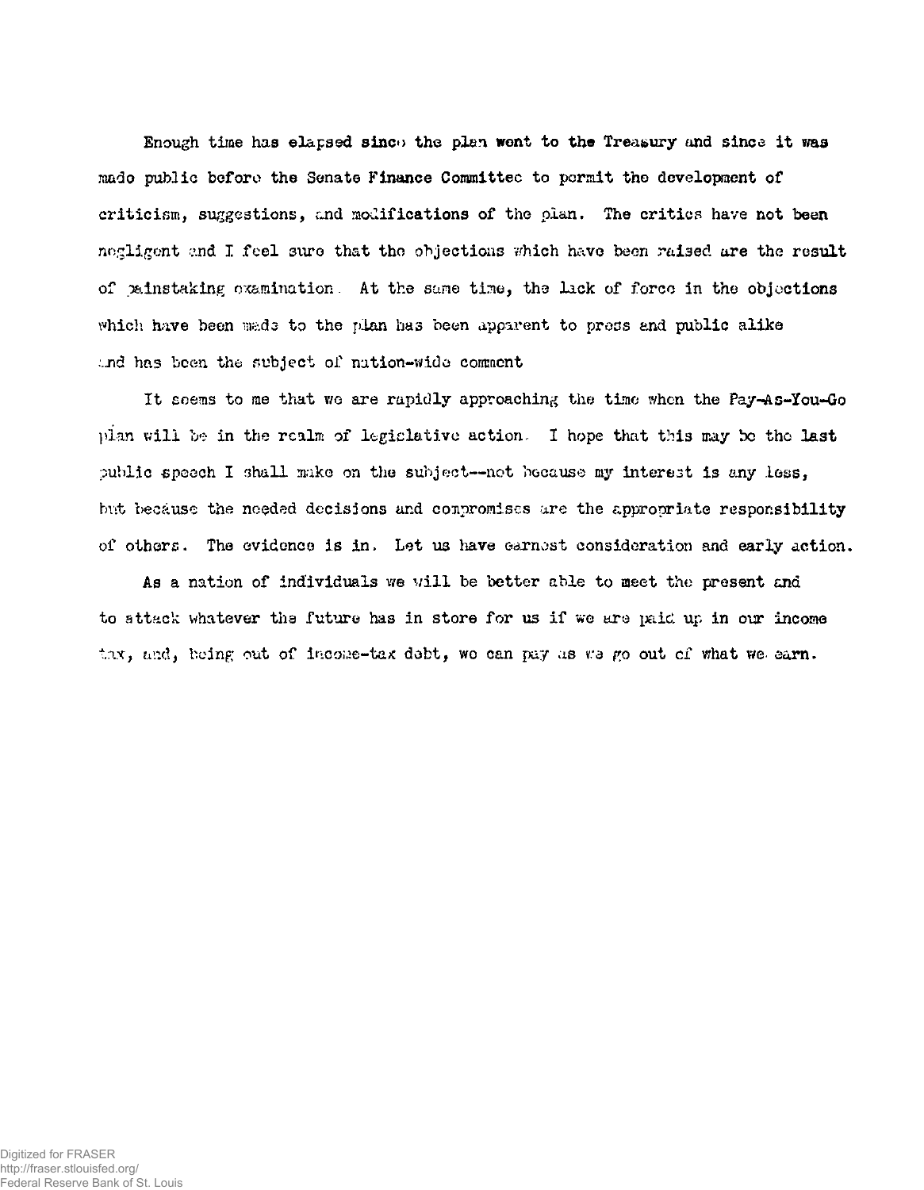Enough time has elapsed since the plan went to the Treasury and since it was made public before the Senate Finance Committee to permit the development of criticism, suggestions, and modifications of the plan. The critics have not been negligent and I feel sure that the objections which have been raised are the result of painstaking examination. At the same time, the lack of force in the objections which have been made to the plan has been apparent to press and public alike and has been the subject of nation-wide comment

It seems to me that we are rapidly approaching the time when the Pay-As-You-Go plan will be in the realm of legislative action. I hope that this may be the last public speech I shall make on the subject--not because my interest is any less, but because the needed decisions and compromises are the appropriate responsibility of others. The evidence is in. Let us have earnest consideration and early action.

As a nation of individuals we will be better able to meet the present and to attack whatever the future has in store for us if we are paid up in our income tax, and, being out of income-tax debt, we can pay as we go out of what we earn.